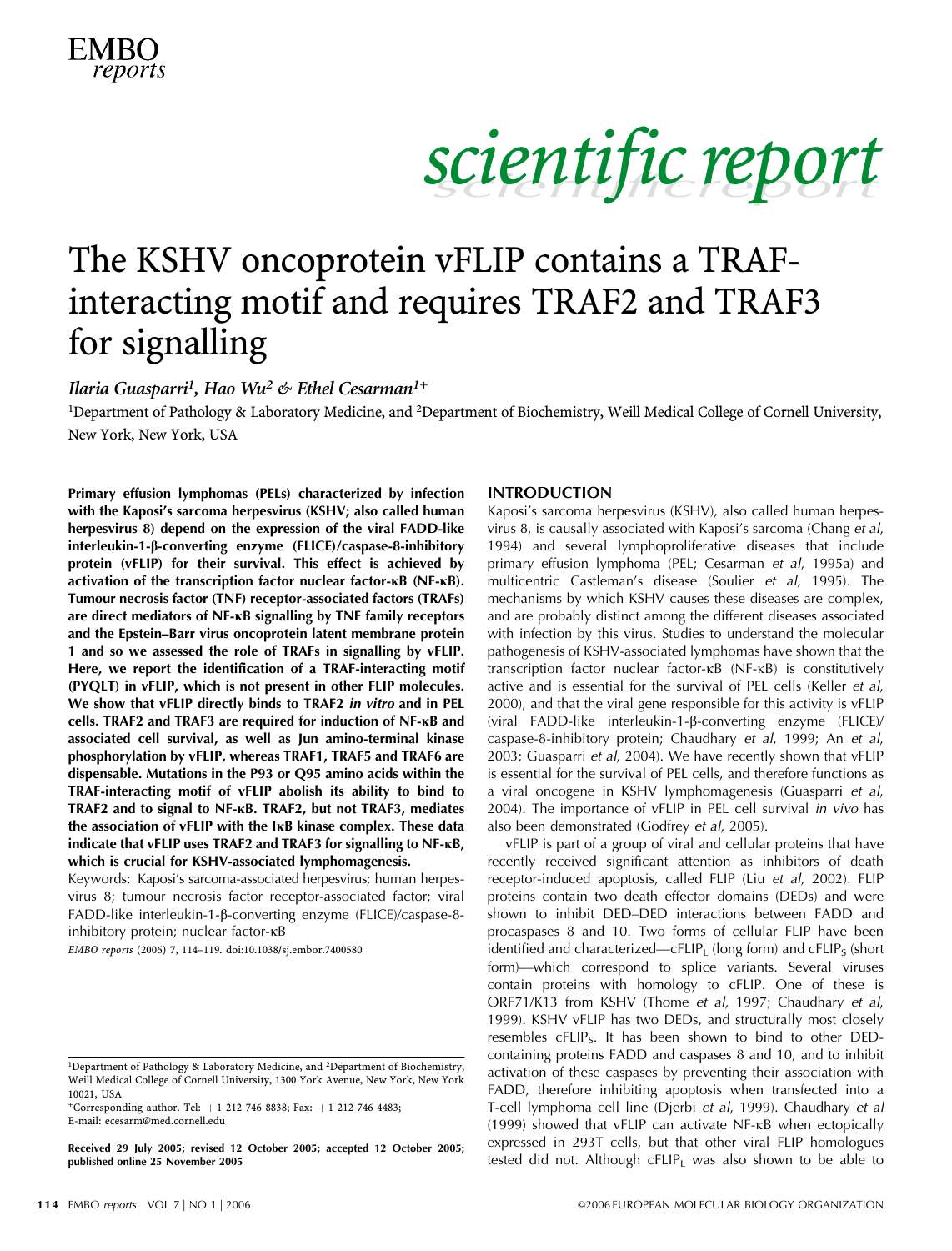# The KSHV oncoprotein vFLIP contains a TRAF-interacting motif and requires TRAF2 and TRAF3 for signalling

*Ilaria Guasparri[1], Hao Wu[2] & Ethel Cesarman[1+]*

[1]Department of Pathology & Laboratory Medicine, and [2]Department of Biochemistry, Weill Medical College of Cornell University, New York, New York, USA

**Primary effusion lymphomas (PELs) characterized by infection with the Kaposi's sarcoma herpesvirus (KSHV; also called human herpesvirus 8) depend on the expression of the viral FADD-like interleukin-1-β-converting enzyme (FLICE)/caspase-8-inhibitory protein (vFLIP) for their survival. This effect is achieved by activation of the transcription factor nuclear factor-κB (NF-κB). Tumour necrosis factor (TNF) receptor-associated factors (TRAFs) are direct mediators of NF-κB signalling by TNF family receptors and the Epstein–Barr virus oncoprotein latent membrane protein 1 and so we assessed the role of TRAFs in signalling by vFLIP. Here, we report the identification of a TRAF-interacting motif (PYQLT) in vFLIP, which is not present in other FLIP molecules. We show that vFLIP directly binds to TRAF2 *in vitro* and in PEL cells. TRAF2 and TRAF3 are required for induction of NF-κB and associated cell survival, as well as Jun amino-terminal kinase phosphorylation by vFLIP, whereas TRAF1, TRAF5 and TRAF6 are dispensable. Mutations in the P93 or Q95 amino acids within the TRAF-interacting motif of vFLIP abolish its ability to bind to TRAF2 and to signal to NF-κB. TRAF2, but not TRAF3, mediates the association of vFLIP with the IκB kinase complex. These data indicate that vFLIP uses TRAF2 and TRAF3 for signalling to NF-κB, which is crucial for KSHV-associated lymphomagenesis.**

Keywords: Kaposi's sarcoma-associated herpesvirus; human herpesvirus 8; tumour necrosis factor receptor-associated factor; viral FADD-like interleukin-1-β-converting enzyme (FLICE)/caspase-8-inhibitory protein; nuclear factor-κB

*EMBO reports* (2006) **7**, 114–119. doi:10.1038/sj.embor.7400580

## INTRODUCTION

Kaposi's sarcoma herpesvirus (KSHV), also called human herpesvirus 8, is causally associated with Kaposi's sarcoma (Chang *et al*, 1994) and several lymphoproliferative diseases that include primary effusion lymphoma (PEL; Cesarman *et al*, 1995a) and multicentric Castleman's disease (Soulier *et al*, 1995). The mechanisms by which KSHV causes these diseases are complex, and are probably distinct among the different diseases associated with infection by this virus. Studies to understand the molecular pathogenesis of KSHV-associated lymphomas have shown that the transcription factor nuclear factor-κB (NF-κB) is constitutively active and is essential for the survival of PEL cells (Keller *et al*, 2000), and that the viral gene responsible for this activity is vFLIP (viral FADD-like interleukin-1-β-converting enzyme (FLICE)/caspase-8-inhibitory protein; Chaudhary *et al*, 1999; An *et al*, 2003; Guasparri *et al*, 2004). We have recently shown that vFLIP is essential for the survival of PEL cells, and therefore functions as a viral oncogene in KSHV lymphomagenesis (Guasparri *et al*, 2004). The importance of vFLIP in PEL cell survival *in vivo* has also been demonstrated (Godfrey *et al*, 2005).

vFLIP is part of a group of viral and cellular proteins that have recently received significant attention as inhibitors of death receptor-induced apoptosis, called FLIP (Liu *et al*, 2002). FLIP proteins contain two death effector domains (DEDs) and were shown to inhibit DED–DED interactions between FADD and procaspases 8 and 10. Two forms of cellular FLIP have been identified and characterized—$cFLIP_L$ (long form) and $cFLIP_S$ (short form)—which correspond to splice variants. Several viruses contain proteins with homology to cFLIP. One of these is ORF71/K13 from KSHV (Thome *et al*, 1997; Chaudhary *et al*, 1999). KSHV vFLIP has two DEDs, and structurally most closely resembles $cFLIP_S$. It has been shown to bind to other DED-containing proteins FADD and caspases 8 and 10, and to inhibit activation of these caspases by preventing their association with FADD, therefore inhibiting apoptosis when transfected into a T-cell lymphoma cell line (Djerbi *et al*, 1999). Chaudhary *et al* (1999) showed that vFLIP can activate NF-κB when ectopically expressed in 293T cells, but that other viral FLIP homologues tested did not. Although $cFLIP_L$ was also shown to be able to

[1]Department of Pathology & Laboratory Medicine, and [2]Department of Biochemistry, Weill Medical College of Cornell University, 1300 York Avenue, New York, New York 10021, USA

+Corresponding author. Tel: +1 212 746 8838; Fax: +1 212 746 4483; E-mail: ecesarm@med.cornell.edu

Received 29 July 2005; revised 12 October 2005; accepted 12 October 2005; published online 25 November 2005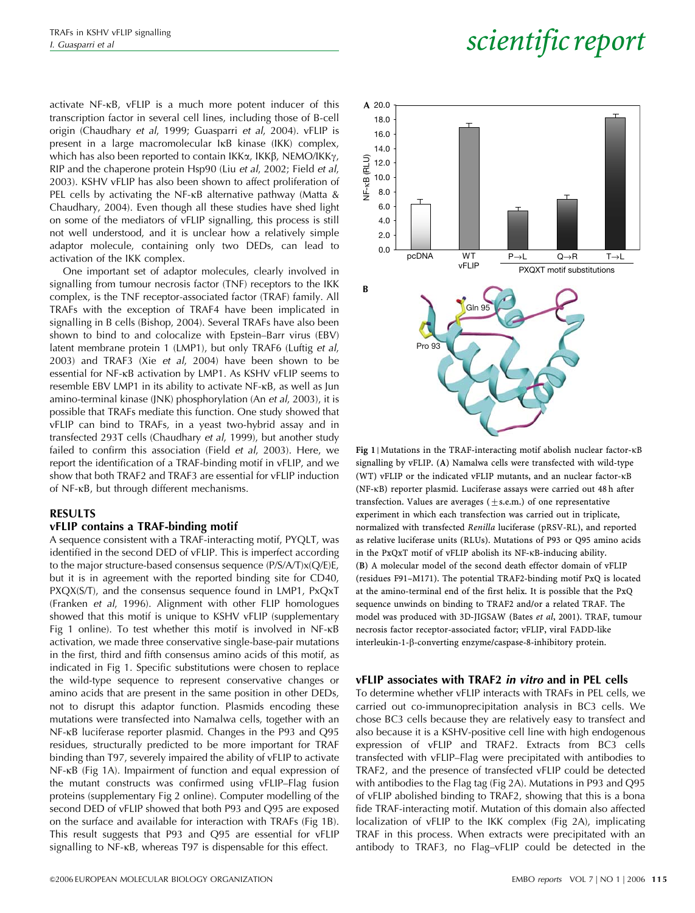activate NF-κB, vFLIP is a much more potent inducer of this transcription factor in several cell lines, including those of B-cell origin (Chaudhary *et al*, 1999; Guasparri *et al*, 2004). vFLIP is present in a large macromolecular IκB kinase (IKK) complex, which has also been reported to contain IKKα, IKKβ, NEMO/IKKγ, RIP and the chaperone protein Hsp90 (Liu *et al*, 2002; Field *et al*, 2003). KSHV vFLIP has also been shown to affect proliferation of PEL cells by activating the NF-κB alternative pathway (Matta & Chaudhary, 2004). Even though all these studies have shed light on some of the mediators of vFLIP signalling, this process is still not well understood, and it is unclear how a relatively simple adaptor molecule, containing only two DEDs, can lead to activation of the IKK complex.

One important set of adaptor molecules, clearly involved in signalling from tumour necrosis factor (TNF) receptors to the IKK complex, is the TNF receptor-associated factor (TRAF) family. All TRAFs with the exception of TRAF4 have been implicated in signalling in B cells (Bishop, 2004). Several TRAFs have also been shown to bind to and colocalize with Epstein–Barr virus (EBV) latent membrane protein 1 (LMP1), but only TRAF6 (Luftig *et al*, 2003) and TRAF3 (Xie *et al*, 2004) have been shown to be essential for NF-κB activation by LMP1. As KSHV vFLIP seems to resemble EBV LMP1 in its ability to activate NF-κB, as well as Jun amino-terminal kinase (JNK) phosphorylation (An *et al*, 2003), it is possible that TRAFs mediate this function. One study showed that vFLIP can bind to TRAFs, in a yeast two-hybrid assay and in transfected 293T cells (Chaudhary *et al*, 1999), but another study failed to confirm this association (Field *et al*, 2003). Here, we report the identification of a TRAF-binding motif in vFLIP, and we show that both TRAF2 and TRAF3 are essential for vFLIP induction of NF-κB, but through different mechanisms.

## RESULTS

### vFLIP contains a TRAF-binding motif

A sequence consistent with a TRAF-interacting motif, PYQLT, was identified in the second DED of vFLIP. This is imperfect according to the major structure-based consensus sequence (P/S/A/T)x(Q/E)E, but it is in agreement with the reported binding site for CD40, PXQX(S/T), and the consensus sequence found in LMP1, PxQxT (Franken *et al*, 1996). Alignment with other FLIP homologues showed that this motif is unique to KSHV vFLIP (supplementary Fig 1 online). To test whether this motif is involved in NF-κB activation, we made three conservative single-base-pair mutations in the first, third and fifth consensus amino acids of this motif, as indicated in Fig 1. Specific substitutions were chosen to replace the wild-type sequence to represent conservative changes or amino acids that are present in the same position in other DEDs, not to disrupt this adaptor function. Plasmids encoding these mutations were transfected into Namalwa cells, together with an NF-κB luciferase reporter plasmid. Changes in the P93 and Q95 residues, structurally predicted to be more important for TRAF binding than T97, severely impaired the ability of vFLIP to activate NF-κB (Fig 1A). Impairment of function and equal expression of the mutant constructs was confirmed using vFLIP–Flag fusion proteins (supplementary Fig 2 online). Computer modelling of the second DED of vFLIP showed that both P93 and Q95 are exposed on the surface and available for interaction with TRAFs (Fig 1B). This result suggests that P93 and Q95 are essential for vFLIP signalling to NF-κB, whereas T97 is dispensable for this effect.

**Fig 1** | Mutations in the TRAF-interacting motif abolish nuclear factor-κB signalling by vFLIP. (**A**) Namalwa cells were transfected with wild-type (WT) vFLIP or the indicated vFLIP mutants, and an nuclear factor-κB (NF-κB) reporter plasmid. Luciferase assays were carried out 48 h after transfection. Values are averages (±s.e.m.) of one representative experiment in which each transfection was carried out in triplicate, normalized with transfected *Renilla* luciferase (pRSV-RL), and reported as relative luciferase units (RLUs). Mutations of P93 or Q95 amino acids in the PxQxT motif of vFLIP abolish its NF-κB-inducing ability. (**B**) A molecular model of the second death effector domain of vFLIP (residues F91–M171). The potential TRAF2-binding motif PxQ is located at the amino-terminal end of the first helix. It is possible that the PxQ sequence unwinds on binding to TRAF2 and/or a related TRAF. The model was produced with 3D-JIGSAW (Bates *et al*, 2001). TRAF, tumour necrosis factor receptor-associated factor; vFLIP, viral FADD-like interleukin-1-β-converting enzyme/caspase-8-inhibitory protein.

### vFLIP associates with TRAF2 *in vitro* and in PEL cells

To determine whether vFLIP interacts with TRAFs in PEL cells, we carried out co-immunoprecipitation analysis in BC3 cells. We chose BC3 cells because they are relatively easy to transfect and also because it is a KSHV-positive cell line with high endogenous expression of vFLIP and TRAF2. Extracts from BC3 cells transfected with vFLIP–Flag were precipitated with antibodies to TRAF2, and the presence of transfected vFLIP could be detected with antibodies to the Flag tag (Fig 2A). Mutations in P93 and Q95 of vFLIP abolished binding to TRAF2, showing that this is a bona fide TRAF-interacting motif. Mutation of this domain also affected localization of vFLIP to the IKK complex (Fig 2A), implicating TRAF in this process. When extracts were precipitated with an antibody to TRAF3, no Flag–vFLIP could be detected in the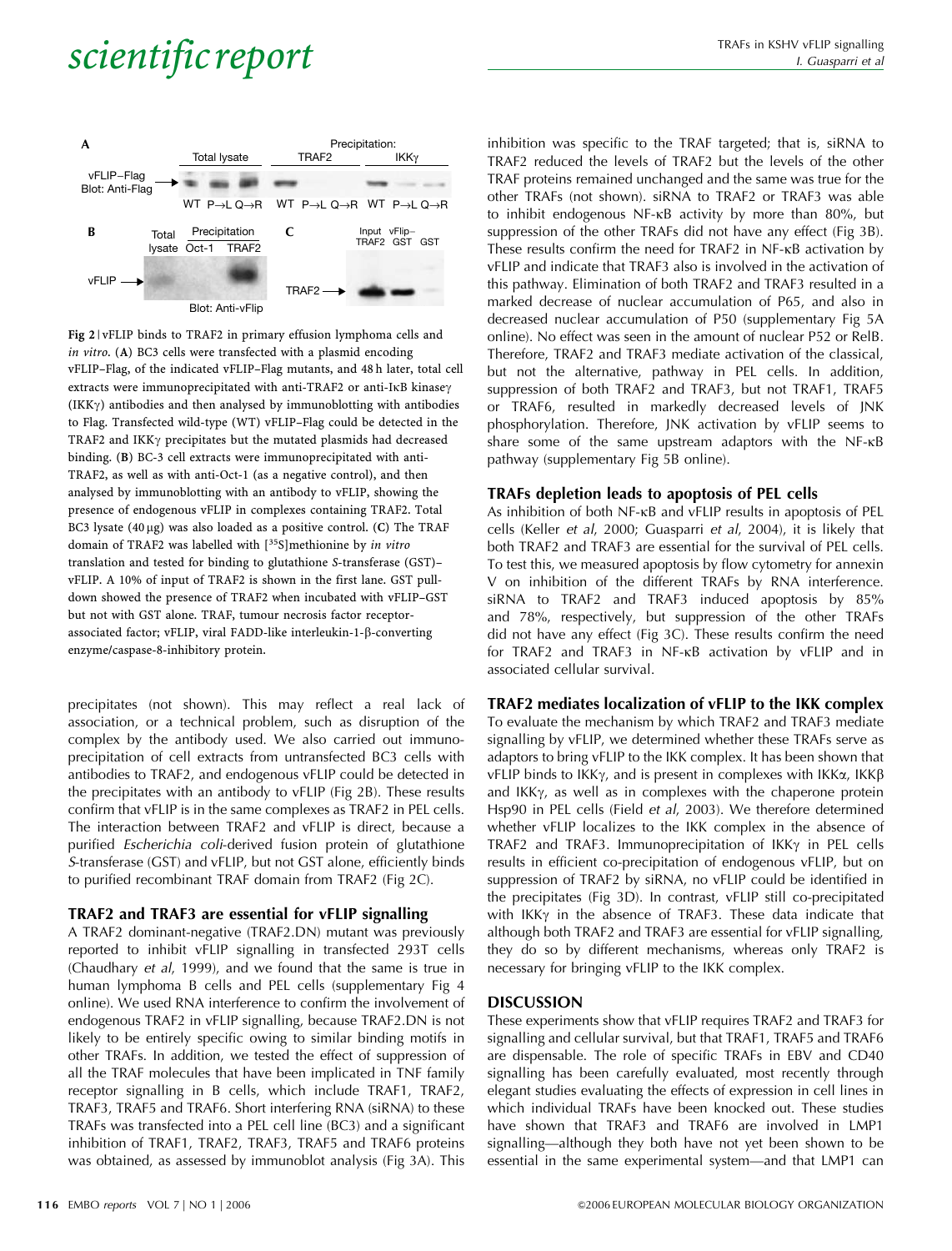Fig 2 | vFLIP binds to TRAF2 in primary effusion lymphoma cells and *in vitro*. (**A**) BC3 cells were transfected with a plasmid encoding vFLIP–Flag, of the indicated vFLIP–Flag mutants, and 48 h later, total cell extracts were immunoprecipitated with anti-TRAF2 or anti-IκB kinaseγ (IKKγ) antibodies and then analysed by immunoblotting with antibodies to Flag. Transfected wild-type (WT) vFLIP–Flag could be detected in the TRAF2 and IKKγ precipitates but the mutated plasmids had decreased binding. (**B**) BC-3 cell extracts were immunoprecipitated with anti-TRAF2, as well as with anti-Oct-1 (as a negative control), and then analysed by immunoblotting with an antibody to vFLIP, showing the presence of endogenous vFLIP in complexes containing TRAF2. Total BC3 lysate (40 μg) was also loaded as a positive control. (**C**) The TRAF domain of TRAF2 was labelled with [$^{35}$S]methionine by *in vitro* translation and tested for binding to glutathione *S*-transferase (GST)–vFLIP. A 10% of input of TRAF2 is shown in the first lane. GST pull-down showed the presence of TRAF2 when incubated with vFLIP–GST but not with GST alone. TRAF, tumour necrosis factor receptor-associated factor; vFLIP, viral FADD-like interleukin-1-β-converting enzyme/caspase-8-inhibitory protein.

precipitates (not shown). This may reflect a real lack of association, or a technical problem, such as disruption of the complex by the antibody used. We also carried out immunoprecipitation of cell extracts from untransfected BC3 cells with antibodies to TRAF2, and endogenous vFLIP could be detected in the precipitates with an antibody to vFLIP (Fig 2B). These results confirm that vFLIP is in the same complexes as TRAF2 in PEL cells. The interaction between TRAF2 and vFLIP is direct, because a purified *Escherichia coli*-derived fusion protein of glutathione *S*-transferase (GST) and vFLIP, but not GST alone, efficiently binds to purified recombinant TRAF domain from TRAF2 (Fig 2C).

## TRAF2 and TRAF3 are essential for vFLIP signalling

A TRAF2 dominant-negative (TRAF2.DN) mutant was previously reported to inhibit vFLIP signalling in transfected 293T cells (Chaudhary *et al*, 1999), and we found that the same is true in human lymphoma B cells and PEL cells (supplementary Fig 4 online). We used RNA interference to confirm the involvement of endogenous TRAF2 in vFLIP signalling, because TRAF2.DN is not likely to be entirely specific owing to similar binding motifs in other TRAFs. In addition, we tested the effect of suppression of all the TRAF molecules that have been implicated in TNF family receptor signalling in B cells, which include TRAF1, TRAF2, TRAF3, TRAF5 and TRAF6. Short interfering RNA (siRNA) to these TRAFs was transfected into a PEL cell line (BC3) and a significant inhibition of TRAF1, TRAF2, TRAF3, TRAF5 and TRAF6 proteins was obtained, as assessed by immunoblot analysis (Fig 3A). This inhibition was specific to the TRAF targeted; that is, siRNA to TRAF2 reduced the levels of TRAF2 but the levels of the other TRAF proteins remained unchanged and the same was true for the other TRAFs (not shown). siRNA to TRAF2 or TRAF3 was able to inhibit endogenous NF-κB activity by more than 80%, but suppression of the other TRAFs did not have any effect (Fig 3B). These results confirm the need for TRAF2 in NF-κB activation by vFLIP and indicate that TRAF3 also is involved in the activation of this pathway. Elimination of both TRAF2 and TRAF3 resulted in a marked decrease of nuclear accumulation of P65, and also in decreased nuclear accumulation of P50 (supplementary Fig 5A online). No effect was seen in the amount of nuclear P52 or RelB. Therefore, TRAF2 and TRAF3 mediate activation of the classical, but not the alternative, pathway in PEL cells. In addition, suppression of both TRAF2 and TRAF3, but not TRAF1, TRAF5 or TRAF6, resulted in markedly decreased levels of JNK phosphorylation. Therefore, JNK activation by vFLIP seems to share some of the same upstream adaptors with the NF-κB pathway (supplementary Fig 5B online).

## TRAFs depletion leads to apoptosis of PEL cells

As inhibition of both NF-κB and vFLIP results in apoptosis of PEL cells (Keller *et al*, 2000; Guasparri *et al*, 2004), it is likely that both TRAF2 and TRAF3 are essential for the survival of PEL cells. To test this, we measured apoptosis by flow cytometry for annexin V on inhibition of the different TRAFs by RNA interference. siRNA to TRAF2 and TRAF3 induced apoptosis by 85% and 78%, respectively, but suppression of the other TRAFs did not have any effect (Fig 3C). These results confirm the need for TRAF2 and TRAF3 in NF-κB activation by vFLIP and in associated cellular survival.

## TRAF2 mediates localization of vFLIP to the IKK complex

To evaluate the mechanism by which TRAF2 and TRAF3 mediate signalling by vFLIP, we determined whether these TRAFs serve as adaptors to bring vFLIP to the IKK complex. It has been shown that vFLIP binds to IKKγ, and is present in complexes with IKKα, IKKβ and IKKγ, as well as in complexes with the chaperone protein Hsp90 in PEL cells (Field *et al*, 2003). We therefore determined whether vFLIP localizes to the IKK complex in the absence of TRAF2 and TRAF3. Immunoprecipitation of IKKγ in PEL cells results in efficient co-precipitation of endogenous vFLIP, but on suppression of TRAF2 by siRNA, no vFLIP could be identified in the precipitates (Fig 3D). In contrast, vFLIP still co-precipitated with IKKγ in the absence of TRAF3. These data indicate that although both TRAF2 and TRAF3 are essential for vFLIP signalling, they do so by different mechanisms, whereas only TRAF2 is necessary for bringing vFLIP to the IKK complex.

## DISCUSSION

These experiments show that vFLIP requires TRAF2 and TRAF3 for signalling and cellular survival, but that TRAF1, TRAF5 and TRAF6 are dispensable. The role of specific TRAFs in EBV and CD40 signalling has been carefully evaluated, most recently through elegant studies evaluating the effects of expression in cell lines in which individual TRAFs have been knocked out. These studies have shown that TRAF3 and TRAF6 are involved in LMP1 signalling—although they both have not yet been shown to be essential in the same experimental system—and that LMP1 can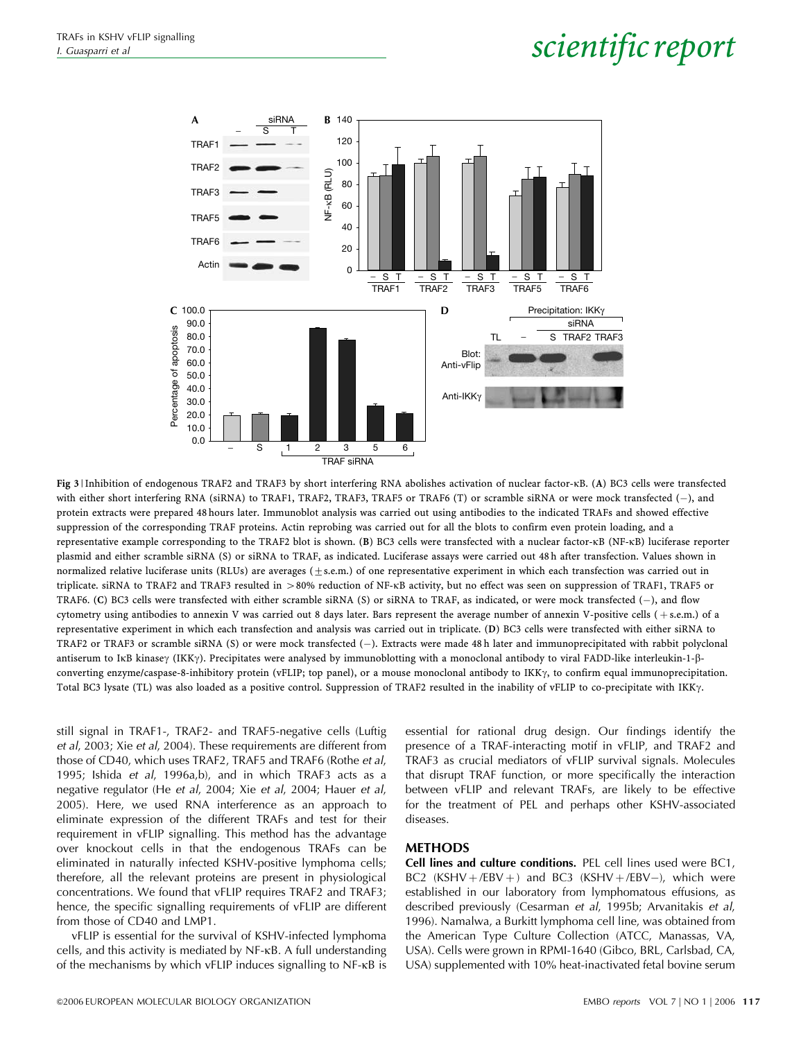Fig 3 | Inhibition of endogenous TRAF2 and TRAF3 by short interfering RNA abolishes activation of nuclear factor-κB. (**A**) BC3 cells were transfected with either short interfering RNA (siRNA) to TRAF1, TRAF2, TRAF3, TRAF5 or TRAF6 (T) or scramble siRNA or were mock transfected (−), and protein extracts were prepared 48 hours later. Immunoblot analysis was carried out using antibodies to the indicated TRAFs and showed effective suppression of the corresponding TRAF proteins. Actin reprobing was carried out for all the blots to confirm even protein loading, and a representative example corresponding to the TRAF2 blot is shown. (**B**) BC3 cells were transfected with a nuclear factor-κB (NF-κB) luciferase reporter plasmid and either scramble siRNA (S) or siRNA to TRAF, as indicated. Luciferase assays were carried out 48 h after transfection. Values shown in normalized relative luciferase units (RLUs) are averages (±s.e.m.) of one representative experiment in which each transfection was carried out in triplicate. siRNA to TRAF2 and TRAF3 resulted in >80% reduction of NF-κB activity, but no effect was seen on suppression of TRAF1, TRAF5 or TRAF6. (**C**) BC3 cells were transfected with either scramble siRNA (S) or siRNA to TRAF, as indicated, or were mock transfected (−), and flow cytometry using antibodies to annexin V was carried out 8 days later. Bars represent the average number of annexin V-positive cells (+s.e.m.) of a representative experiment in which each transfection and analysis was carried out in triplicate. (**D**) BC3 cells were transfected with either siRNA to TRAF2 or TRAF3 or scramble siRNA (S) or were mock transfected (−). Extracts were made 48 h later and immunoprecipitated with rabbit polyclonal antiserum to IκB kinaseγ (IKKγ). Precipitates were analysed by immunoblotting with a monoclonal antibody to viral FADD-like interleukin-1-β-converting enzyme/caspase-8-inhibitory protein (vFLIP; top panel), or a mouse monoclonal antibody to IKKγ, to confirm equal immunoprecipitation. Total BC3 lysate (TL) was also loaded as a positive control. Suppression of TRAF2 resulted in the inability of vFLIP to co-precipitate with IKKγ.

still signal in TRAF1-, TRAF2- and TRAF5-negative cells (Luftig *et al*, 2003; Xie *et al*, 2004). These requirements are different from those of CD40, which uses TRAF2, TRAF5 and TRAF6 (Rothe *et al*, 1995; Ishida *et al*, 1996a,b), and in which TRAF3 acts as a negative regulator (He *et al*, 2004; Xie *et al*, 2004; Hauer *et al*, 2005). Here, we used RNA interference as an approach to eliminate expression of the different TRAFs and test for their requirement in vFLIP signalling. This method has the advantage over knockout cells in that the endogenous TRAFs can be eliminated in naturally infected KSHV-positive lymphoma cells; therefore, all the relevant proteins are present in physiological concentrations. We found that vFLIP requires TRAF2 and TRAF3; hence, the specific signalling requirements of vFLIP are different from those of CD40 and LMP1.

vFLIP is essential for the survival of KSHV-infected lymphoma cells, and this activity is mediated by NF-κB. A full understanding of the mechanisms by which vFLIP induces signalling to NF-κB is essential for rational drug design. Our findings identify the presence of a TRAF-interacting motif in vFLIP, and TRAF2 and TRAF3 as crucial mediators of vFLIP survival signals. Molecules that disrupt TRAF function, or more specifically the interaction between vFLIP and relevant TRAFs, are likely to be effective for the treatment of PEL and perhaps other KSHV-associated diseases.

## METHODS

**Cell lines and culture conditions.** PEL cell lines used were BC1, BC2 (KSHV+/EBV+) and BC3 (KSHV+/EBV−), which were established in our laboratory from lymphomatous effusions, as described previously (Cesarman *et al*, 1995b; Arvanitakis *et al*, 1996). Namalwa, a Burkitt lymphoma cell line, was obtained from the American Type Culture Collection (ATCC, Manassas, VA, USA). Cells were grown in RPMI-1640 (Gibco, BRL, Carlsbad, CA, USA) supplemented with 10% heat-inactivated fetal bovine serum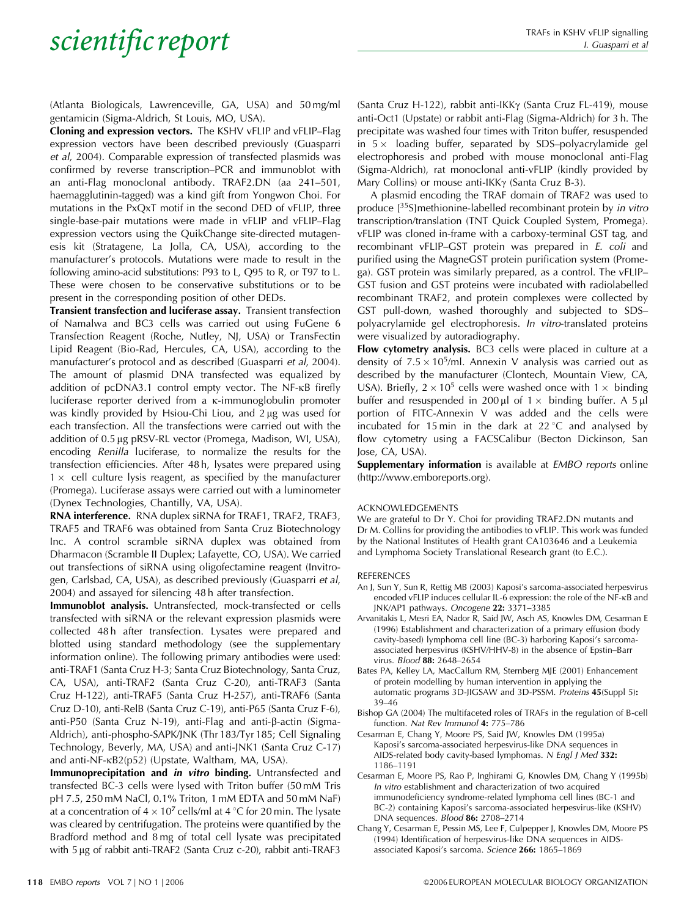(Atlanta Biologicals, Lawrenceville, GA, USA) and 50 mg/ml gentamicin (Sigma-Aldrich, St Louis, MO, USA).

**Cloning and expression vectors.** The KSHV vFLIP and vFLIP–Flag expression vectors have been described previously (Guasparri *et al*, 2004). Comparable expression of transfected plasmids was confirmed by reverse transcription–PCR and immunoblot with an anti-Flag monoclonal antibody. TRAF2.DN (aa 241–501, haemagglutinin-tagged) was a kind gift from Yongwon Choi. For mutations in the PxQxT motif in the second DED of vFLIP, three single-base-pair mutations were made in vFLIP and vFLIP–Flag expression vectors using the QuikChange site-directed mutagenesis kit (Stratagene, La Jolla, CA, USA), according to the manufacturer's protocols. Mutations were made to result in the following amino-acid substitutions: P93 to L, Q95 to R, or T97 to L. These were chosen to be conservative substitutions or to be present in the corresponding position of other DEDs.

**Transient transfection and luciferase assay.** Transient transfection of Namalwa and BC3 cells was carried out using FuGene 6 Transfection Reagent (Roche, Nutley, NJ, USA) or TransFectin Lipid Reagent (Bio-Rad, Hercules, CA, USA), according to the manufacturer's protocol and as described (Guasparri *et al*, 2004). The amount of plasmid DNA transfected was equalized by addition of pcDNA3.1 control empty vector. The NF-κB firefly luciferase reporter derived from a κ-immunoglobulin promoter was kindly provided by Hsiou-Chi Liou, and 2 μg was used for each transfection. All the transfections were carried out with the addition of 0.5 μg pRSV-RL vector (Promega, Madison, WI, USA), encoding *Renilla* luciferase, to normalize the results for the transfection efficiencies. After 48 h, lysates were prepared using 1 × cell culture lysis reagent, as specified by the manufacturer (Promega). Luciferase assays were carried out with a luminometer (Dynex Technologies, Chantilly, VA, USA).

**RNA interference.** RNA duplex siRNA for TRAF1, TRAF2, TRAF3, TRAF5 and TRAF6 was obtained from Santa Cruz Biotechnology Inc. A control scramble siRNA duplex was obtained from Dharmacon (Scramble II Duplex; Lafayette, CO, USA). We carried out transfections of siRNA using oligofectamine reagent (Invitrogen, Carlsbad, CA, USA), as described previously (Guasparri *et al*, 2004) and assayed for silencing 48 h after transfection.

**Immunoblot analysis.** Untransfected, mock-transfected or cells transfected with siRNA or the relevant expression plasmids were collected 48 h after transfection. Lysates were prepared and blotted using standard methodology (see the supplementary information online). The following primary antibodies were used: anti-TRAF1 (Santa Cruz H-3; Santa Cruz Biotechnology, Santa Cruz, CA, USA), anti-TRAF2 (Santa Cruz C-20), anti-TRAF3 (Santa Cruz H-122), anti-TRAF5 (Santa Cruz H-257), anti-TRAF6 (Santa Cruz D-10), anti-RelB (Santa Cruz C-19), anti-P65 (Santa Cruz F-6), anti-P50 (Santa Cruz N-19), anti-Flag and anti-β-actin (Sigma-Aldrich), anti-phospho-SAPK/JNK (Thr 183/Tyr 185; Cell Signaling Technology, Beverly, MA, USA) and anti-JNK1 (Santa Cruz C-17) and anti-NF-κB2(p52) (Upstate, Waltham, MA, USA).

**Immunoprecipitation and *in vitro* binding.** Untransfected and transfected BC-3 cells were lysed with Triton buffer (50 mM Tris pH 7.5, 250 mM NaCl, 0.1% Triton, 1 mM EDTA and 50 mM NaF) at a concentration of $4 \times 10^7$ cells/ml at 4 °C for 20 min. The lysate was cleared by centrifugation. The proteins were quantified by the Bradford method and 8 mg of total cell lysate was precipitated with 5 μg of rabbit anti-TRAF2 (Santa Cruz c-20), rabbit anti-TRAF3 (Santa Cruz H-122), rabbit anti-IKKγ (Santa Cruz FL-419), mouse anti-Oct1 (Upstate) or rabbit anti-Flag (Sigma-Aldrich) for 3 h. The precipitate was washed four times with Triton buffer, resuspended in 5 × loading buffer, separated by SDS–polyacrylamide gel electrophoresis and probed with mouse monoclonal anti-Flag (Sigma-Aldrich), rat monoclonal anti-vFLIP (kindly provided by Mary Collins) or mouse anti-IKKγ (Santa Cruz B-3).

A plasmid encoding the TRAF domain of TRAF2 was used to produce [$^{35}$S]methionine-labelled recombinant protein by *in vitro* transcription/translation (TNT Quick Coupled System, Promega). vFLIP was cloned in-frame with a carboxy-terminal GST tag, and recombinant vFLIP–GST protein was prepared in *E. coli* and purified using the MagneGST protein purification system (Promega). GST protein was similarly prepared, as a control. The vFLIP–GST fusion and GST proteins were incubated with radiolabelled recombinant TRAF2, and protein complexes were collected by GST pull-down, washed thoroughly and subjected to SDS–polyacrylamide gel electrophoresis. *In vitro*-translated proteins were visualized by autoradiography.

**Flow cytometry analysis.** BC3 cells were placed in culture at a density of $7.5 \times 10^5$/ml. Annexin V analysis was carried out as described by the manufacturer (Clontech, Mountain View, CA, USA). Briefly, $2 \times 10^5$ cells were washed once with 1 × binding buffer and resuspended in 200 μl of 1 × binding buffer. A 5 μl portion of FITC-Annexin V was added and the cells were incubated for 15 min in the dark at 22 °C and analysed by flow cytometry using a FACSCalibur (Becton Dickinson, San Jose, CA, USA).

**Supplementary information** is available at *EMBO reports* online (http://www.emboreports.org).

## ACKNOWLEDGEMENTS

We are grateful to Dr Y. Choi for providing TRAF2.DN mutants and Dr M. Collins for providing the antibodies to vFLIP. This work was funded by the National Institutes of Health grant CA103646 and a Leukemia and Lymphoma Society Translational Research grant (to E.C.).

## REFERENCES

An J, Sun Y, Sun R, Rettig MB (2003) Kaposi's sarcoma-associated herpesvirus encoded vFLIP induces cellular IL-6 expression: the role of the NF-κB and JNK/AP1 pathways. *Oncogene* **22:** 3371–3385

Arvanitakis L, Mesri EA, Nador R, Said JW, Asch AS, Knowles DM, Cesarman E (1996) Establishment and characterization of a primary effusion (body cavity-based) lymphoma cell line (BC-3) harboring Kaposi's sarcoma-associated herpesvirus (KSHV/HHV-8) in the absence of Epstin–Barr virus. *Blood* **88:** 2648–2654

Bates PA, Kelley LA, MacCallum RM, Sternberg MJE (2001) Enhancement of protein modelling by human intervention in applying the automatic programs 3D-JIGSAW and 3D-PSSM. *Proteins* **45**(Suppl 5)**:** 39–46

Bishop GA (2004) The multifaceted roles of TRAFs in the regulation of B-cell function. *Nat Rev Immunol* **4:** 775–786

Cesarman E, Chang Y, Moore PS, Said JW, Knowles DM (1995a) Kaposi's sarcoma-associated herpesvirus-like DNA sequences in AIDS-related body cavity-based lymphomas. *N Engl J Med* **332:** 1186–1191

Cesarman E, Moore PS, Rao P, Inghirami G, Knowles DM, Chang Y (1995b) *In vitro* establishment and characterization of two acquired immunodeficiency syndrome-related lymphoma cell lines (BC-1 and BC-2) containing Kaposi's sarcoma-associated herpesvirus-like (KSHV) DNA sequences. *Blood* **86:** 2708–2714

Chang Y, Cesarman E, Pessin MS, Lee F, Culpepper J, Knowles DM, Moore PS (1994) Identification of herpesvirus-like DNA sequences in AIDS-associated Kaposi's sarcoma. *Science* **266:** 1865–1869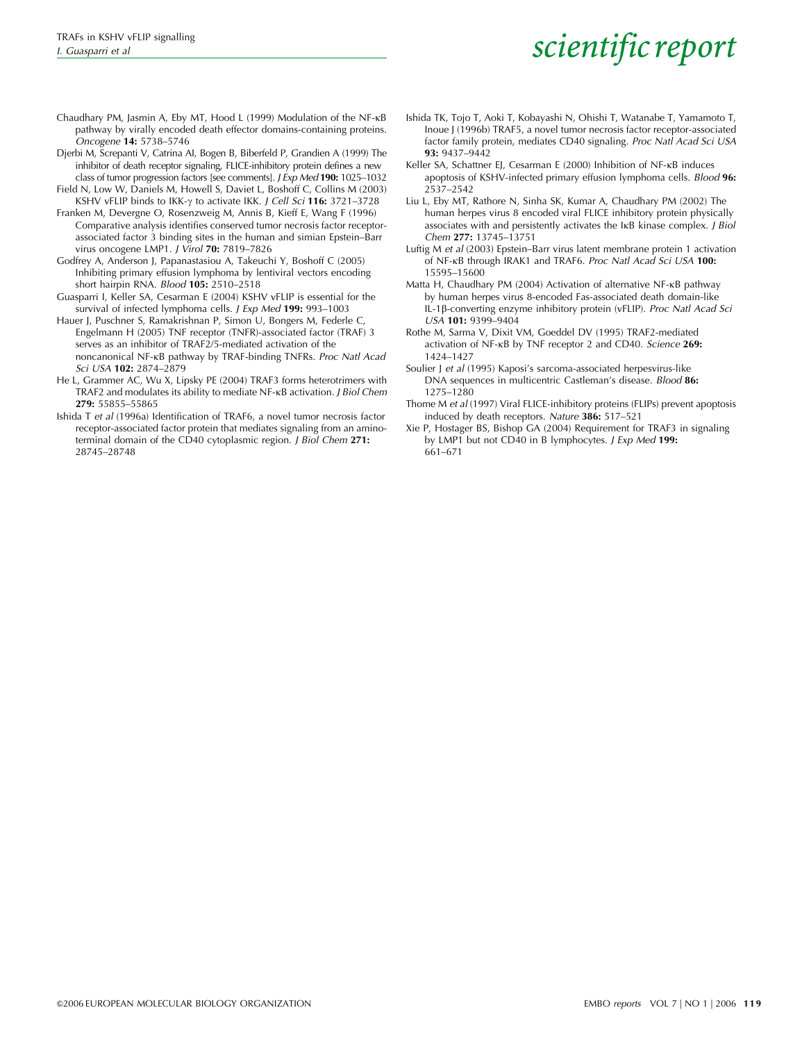Chaudhary PM, Jasmin A, Eby MT, Hood L (1999) Modulation of the NF-κB pathway by virally encoded death effector domains-containing proteins. *Oncogene* **14:** 5738–5746

Djerbi M, Screpanti V, Catrina AI, Bogen B, Biberfeld P, Grandien A (1999) The inhibitor of death receptor signaling, FLICE-inhibitory protein defines a new class of tumor progression factors [see comments]. *J Exp Med* **190:** 1025–1032

Field N, Low W, Daniels M, Howell S, Daviet L, Boshoff C, Collins M (2003) KSHV vFLIP binds to IKK-γ to activate IKK. *J Cell Sci* **116:** 3721–3728

Franken M, Devergne O, Rosenzweig M, Annis B, Kieff E, Wang F (1996) Comparative analysis identifies conserved tumor necrosis factor receptor-associated factor 3 binding sites in the human and simian Epstein–Barr virus oncogene LMP1. *J Virol* **70:** 7819–7826

Godfrey A, Anderson J, Papanastasiou A, Takeuchi Y, Boshoff C (2005) Inhibiting primary effusion lymphoma by lentiviral vectors encoding short hairpin RNA. *Blood* **105:** 2510–2518

Guasparri I, Keller SA, Cesarman E (2004) KSHV vFLIP is essential for the survival of infected lymphoma cells. *J Exp Med* **199:** 993–1003

Hauer J, Puschner S, Ramakrishnan P, Simon U, Bongers M, Federle C, Engelmann H (2005) TNF receptor (TNFR)-associated factor (TRAF) 3 serves as an inhibitor of TRAF2/5-mediated activation of the noncanonical NF-κB pathway by TRAF-binding TNFRs. *Proc Natl Acad Sci USA* **102:** 2874–2879

He L, Grammer AC, Wu X, Lipsky PE (2004) TRAF3 forms heterotrimers with TRAF2 and modulates its ability to mediate NF-κB activation. *J Biol Chem* **279:** 55855–55865

Ishida T *et al* (1996a) Identification of TRAF6, a novel tumor necrosis factor receptor-associated factor protein that mediates signaling from an amino-terminal domain of the CD40 cytoplasmic region. *J Biol Chem* **271:** 28745–28748

Ishida TK, Tojo T, Aoki T, Kobayashi N, Ohishi T, Watanabe T, Yamamoto T, Inoue J (1996b) TRAF5, a novel tumor necrosis factor receptor-associated factor family protein, mediates CD40 signaling. *Proc Natl Acad Sci USA* **93:** 9437–9442

Keller SA, Schattner EJ, Cesarman E (2000) Inhibition of NF-κB induces apoptosis of KSHV-infected primary effusion lymphoma cells. *Blood* **96:** 2537–2542

Liu L, Eby MT, Rathore N, Sinha SK, Kumar A, Chaudhary PM (2002) The human herpes virus 8 encoded viral FLICE inhibitory protein physically associates with and persistently activates the IκB kinase complex. *J Biol Chem* **277:** 13745–13751

Luftig M *et al* (2003) Epstein–Barr virus latent membrane protein 1 activation of NF-κB through IRAK1 and TRAF6. *Proc Natl Acad Sci USA* **100:** 15595–15600

Matta H, Chaudhary PM (2004) Activation of alternative NF-κB pathway by human herpes virus 8-encoded Fas-associated death domain-like IL-1β-converting enzyme inhibitory protein (vFLIP). *Proc Natl Acad Sci USA* **101:** 9399–9404

Rothe M, Sarma V, Dixit VM, Goeddel DV (1995) TRAF2-mediated activation of NF-κB by TNF receptor 2 and CD40. *Science* **269:** 1424–1427

Soulier J *et al* (1995) Kaposi's sarcoma-associated herpesvirus-like DNA sequences in multicentric Castleman's disease. *Blood* **86:** 1275–1280

Thome M *et al* (1997) Viral FLICE-inhibitory proteins (FLIPs) prevent apoptosis induced by death receptors. *Nature* **386:** 517–521

Xie P, Hostager BS, Bishop GA (2004) Requirement for TRAF3 in signaling by LMP1 but not CD40 in B lymphocytes. *J Exp Med* **199:** 661–671